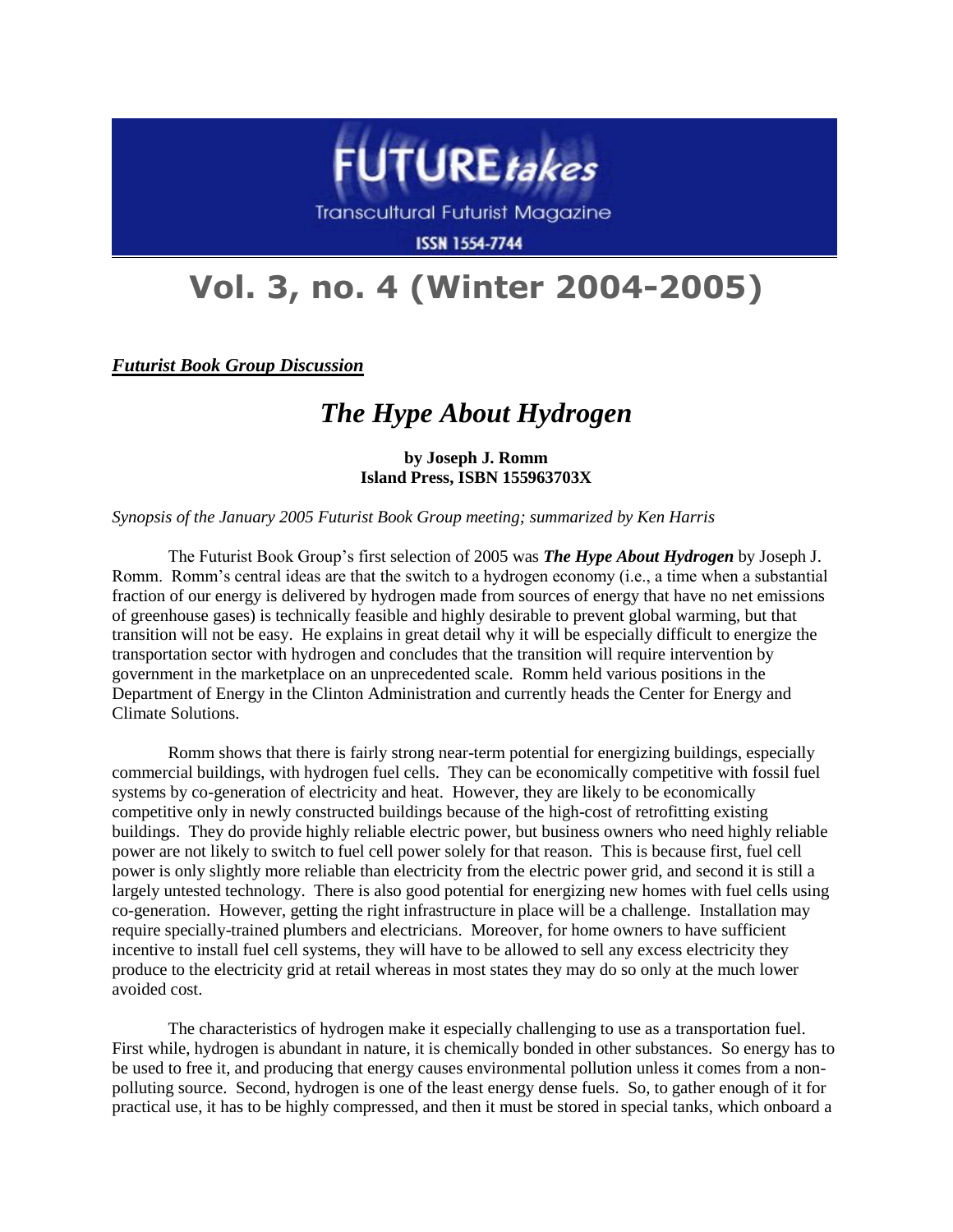# FUTURE*takes*

Transcultural Futurist Magazine

ISSN 1554-7744

# Vol. 3, no. 4 (Winter 2004-2005)

***Futurist Book Group Discussion***

## *The Hype About Hydrogen*

**by Joseph J. Romm**
**Island Press, ISBN 155963703X**

*Synopsis of the January 2005 Futurist Book Group meeting; summarized by Ken Harris*

The Futurist Book Group's first selection of 2005 was ***The Hype About Hydrogen*** by Joseph J. Romm. Romm's central ideas are that the switch to a hydrogen economy (i.e., a time when a substantial fraction of our energy is delivered by hydrogen made from sources of energy that have no net emissions of greenhouse gases) is technically feasible and highly desirable to prevent global warming, but that transition will not be easy. He explains in great detail why it will be especially difficult to energize the transportation sector with hydrogen and concludes that the transition will require intervention by government in the marketplace on an unprecedented scale. Romm held various positions in the Department of Energy in the Clinton Administration and currently heads the Center for Energy and Climate Solutions.

Romm shows that there is fairly strong near-term potential for energizing buildings, especially commercial buildings, with hydrogen fuel cells. They can be economically competitive with fossil fuel systems by co-generation of electricity and heat. However, they are likely to be economically competitive only in newly constructed buildings because of the high-cost of retrofitting existing buildings. They do provide highly reliable electric power, but business owners who need highly reliable power are not likely to switch to fuel cell power solely for that reason. This is because first, fuel cell power is only slightly more reliable than electricity from the electric power grid, and second it is still a largely untested technology. There is also good potential for energizing new homes with fuel cells using co-generation. However, getting the right infrastructure in place will be a challenge. Installation may require specially-trained plumbers and electricians. Moreover, for home owners to have sufficient incentive to install fuel cell systems, they will have to be allowed to sell any excess electricity they produce to the electricity grid at retail whereas in most states they may do so only at the much lower avoided cost.

The characteristics of hydrogen make it especially challenging to use as a transportation fuel. First while, hydrogen is abundant in nature, it is chemically bonded in other substances. So energy has to be used to free it, and producing that energy causes environmental pollution unless it comes from a non-polluting source. Second, hydrogen is one of the least energy dense fuels. So, to gather enough of it for practical use, it has to be highly compressed, and then it must be stored in special tanks, which onboard a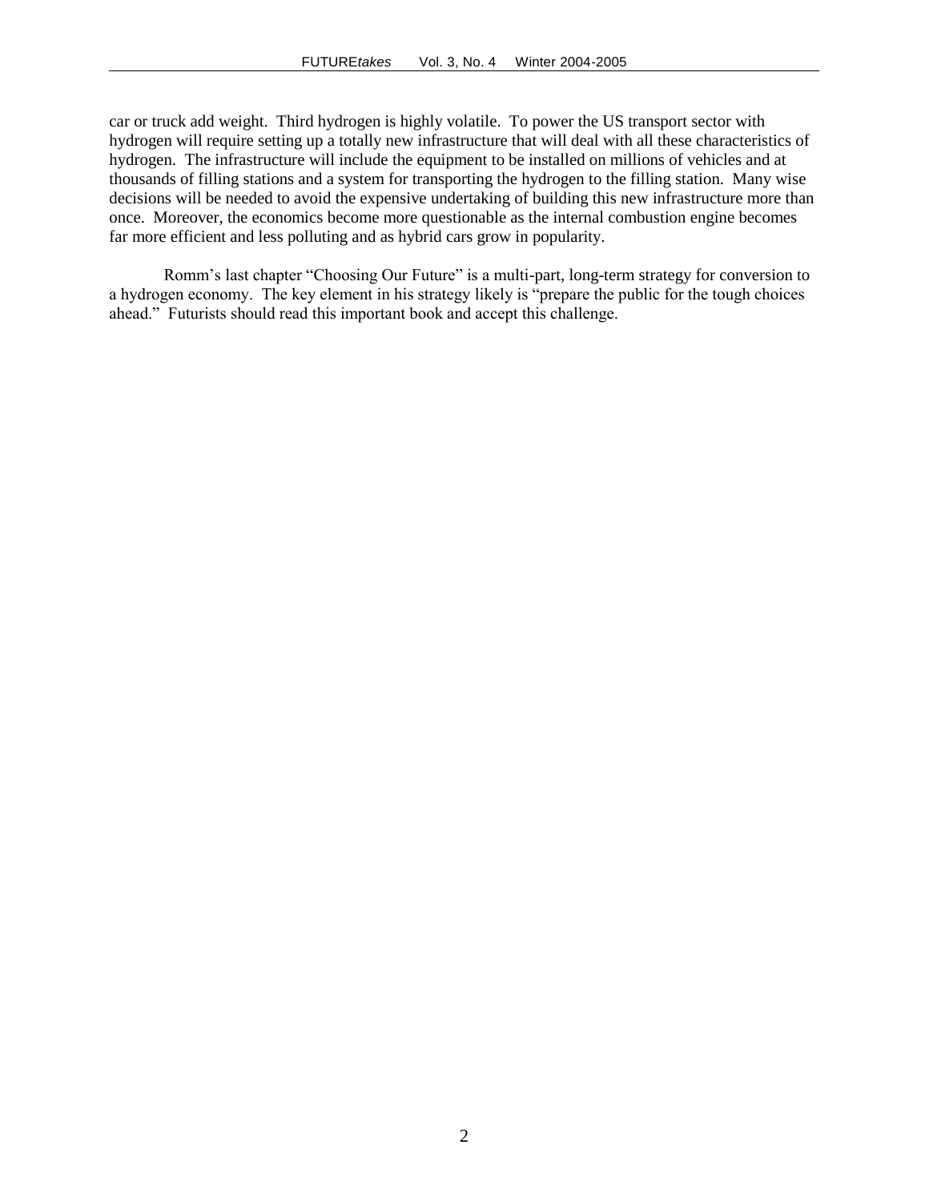car or truck add weight. Third hydrogen is highly volatile. To power the US transport sector with hydrogen will require setting up a totally new infrastructure that will deal with all these characteristics of hydrogen. The infrastructure will include the equipment to be installed on millions of vehicles and at thousands of filling stations and a system for transporting the hydrogen to the filling station. Many wise decisions will be needed to avoid the expensive undertaking of building this new infrastructure more than once. Moreover, the economics become more questionable as the internal combustion engine becomes far more efficient and less polluting and as hybrid cars grow in popularity.

Romm's last chapter "Choosing Our Future" is a multi-part, long-term strategy for conversion to a hydrogen economy. The key element in his strategy likely is "prepare the public for the tough choices ahead." Futurists should read this important book and accept this challenge.